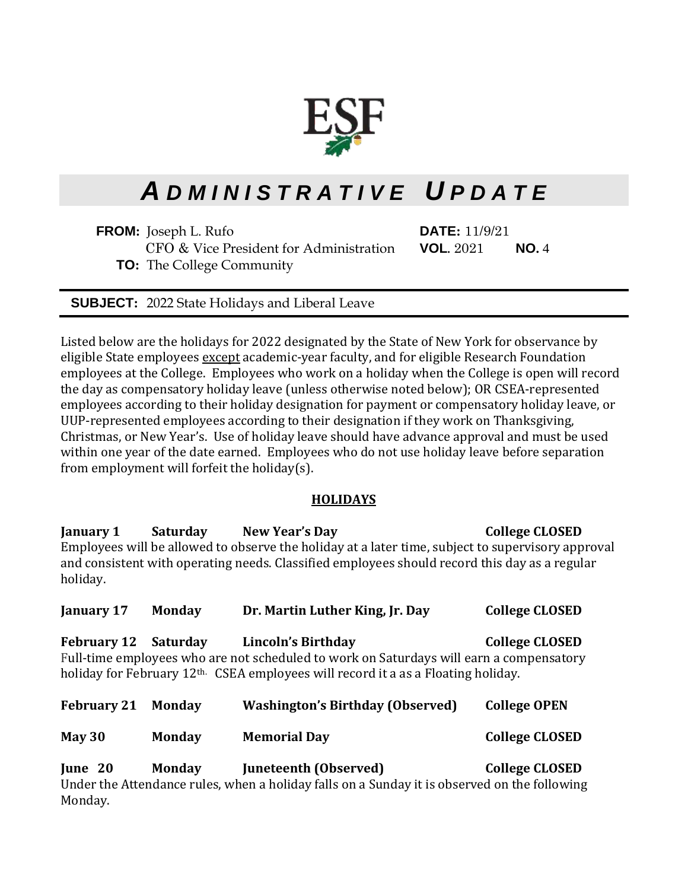ESF

# *ADMINISTRATIVE UPDATE*

**FROM:** Joseph L. Rufo
CFO & Vice President for Administration
**TO:** The College Community

**DATE:** 11/9/21
**VOL.** 2021 **NO.** 4

**SUBJECT:** 2022 State Holidays and Liberal Leave

Listed below are the holidays for 2022 designated by the State of New York for observance by eligible State employees <u>except</u> academic-year faculty, and for eligible Research Foundation employees at the College. Employees who work on a holiday when the College is open will record the day as compensatory holiday leave (unless otherwise noted below); OR CSEA-represented employees according to their holiday designation for payment or compensatory holiday leave, or UUP-represented employees according to their designation if they work on Thanksgiving, Christmas, or New Year's. Use of holiday leave should have advance approval and must be used within one year of the date earned. Employees who do not use holiday leave before separation from employment will forfeit the holiday(s).

## HOLIDAYS

**January 1 Saturday New Year's Day College CLOSED**
Employees will be allowed to observe the holiday at a later time, subject to supervisory approval and consistent with operating needs. Classified employees should record this day as a regular holiday.

**January 17 Monday Dr. Martin Luther King, Jr. Day College CLOSED**

**February 12 Saturday Lincoln's Birthday College CLOSED**
Full-time employees who are not scheduled to work on Saturdays will earn a compensatory holiday for February 12th. CSEA employees will record it a as a Floating holiday.

**February 21 Monday Washington's Birthday (Observed) College OPEN**

**May 30 Monday Memorial Day College CLOSED**

**June 20 Monday Juneteenth (Observed) College CLOSED**
Under the Attendance rules, when a holiday falls on a Sunday it is observed on the following Monday.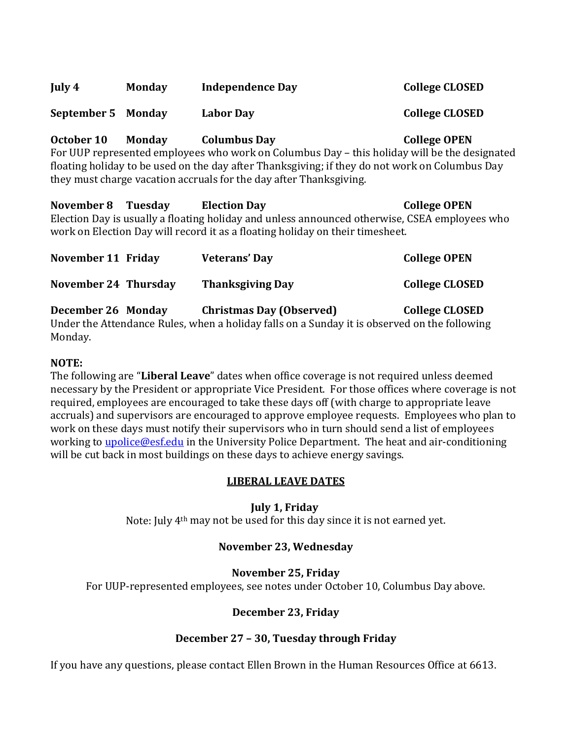| | | | |
|---|---|---|---|
| **July 4** | **Monday** | **Independence Day** | **College CLOSED** |
| **September 5** | **Monday** | **Labor Day** | **College CLOSED** |

**October 10 Monday Columbus Day College OPEN**

For UUP represented employees who work on Columbus Day – this holiday will be the designated floating holiday to be used on the day after Thanksgiving; if they do not work on Columbus Day they must charge vacation accruals for the day after Thanksgiving.

**November 8 Tuesday Election Day College OPEN**

Election Day is usually a floating holiday and unless announced otherwise, CSEA employees who work on Election Day will record it as a floating holiday on their timesheet.

| | | | |
|---|---|---|---|
| **November 11** | **Friday** | **Veterans' Day** | **College OPEN** |
| **November 24** | **Thursday** | **Thanksgiving Day** | **College CLOSED** |

**December 26 Monday Christmas Day (Observed) College CLOSED**

Under the Attendance Rules, when a holiday falls on a Sunday it is observed on the following Monday.

**NOTE:**

The following are "**Liberal Leave**" dates when office coverage is not required unless deemed necessary by the President or appropriate Vice President. For those offices where coverage is not required, employees are encouraged to take these days off (with charge to appropriate leave accruals) and supervisors are encouraged to approve employee requests. Employees who plan to work on these days must notify their supervisors who in turn should send a list of employees working to upolice@esf.edu in the University Police Department. The heat and air-conditioning will be cut back in most buildings on these days to achieve energy savings.

**LIBERAL LEAVE DATES**

**July 1, Friday**

Note: July 4th may not be used for this day since it is not earned yet.

**November 23, Wednesday**

**November 25, Friday**

For UUP-represented employees, see notes under October 10, Columbus Day above.

**December 23, Friday**

**December 27 – 30, Tuesday through Friday**

If you have any questions, please contact Ellen Brown in the Human Resources Office at 6613.